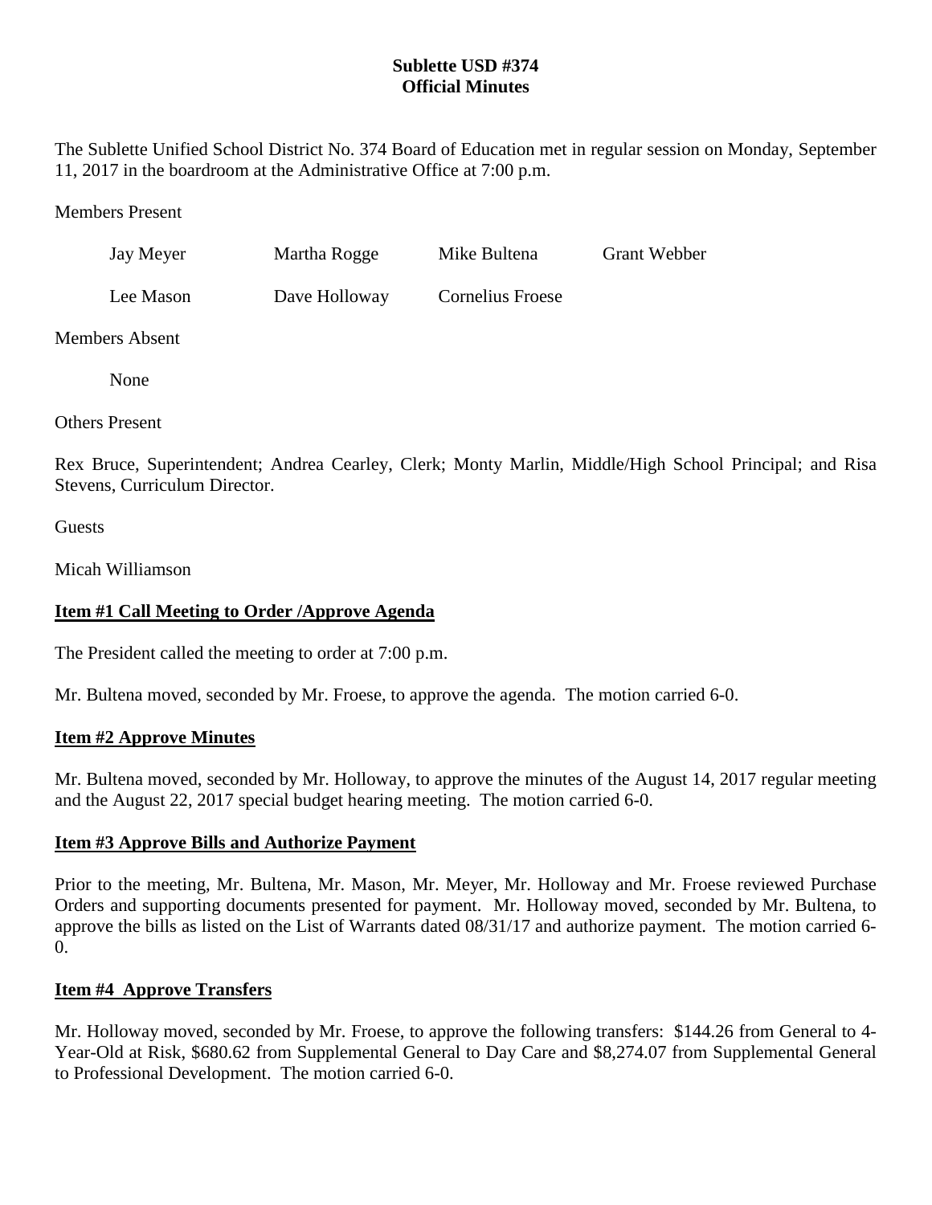# Sublette USD #374
## Official Minutes

The Sublette Unified School District No. 374 Board of Education met in regular session on Monday, September 11, 2017 in the boardroom at the Administrative Office at 7:00 p.m.

Members Present

| | | | |
|---|---|---|---|
| Jay Meyer | Martha Rogge | Mike Bultena | Grant Webber |
| Lee Mason | Dave Holloway | Cornelius Froese | |

Members Absent

None

Others Present

Rex Bruce, Superintendent; Andrea Cearley, Clerk; Monty Marlin, Middle/High School Principal; and Risa Stevens, Curriculum Director.

Guests

Micah Williamson

**Item #1 Call Meeting to Order /Approve Agenda**

The President called the meeting to order at 7:00 p.m.

Mr. Bultena moved, seconded by Mr. Froese, to approve the agenda. The motion carried 6-0.

**Item #2 Approve Minutes**

Mr. Bultena moved, seconded by Mr. Holloway, to approve the minutes of the August 14, 2017 regular meeting and the August 22, 2017 special budget hearing meeting. The motion carried 6-0.

**Item #3 Approve Bills and Authorize Payment**

Prior to the meeting, Mr. Bultena, Mr. Mason, Mr. Meyer, Mr. Holloway and Mr. Froese reviewed Purchase Orders and supporting documents presented for payment. Mr. Holloway moved, seconded by Mr. Bultena, to approve the bills as listed on the List of Warrants dated 08/31/17 and authorize payment. The motion carried 6-0.

**Item #4 Approve Transfers**

Mr. Holloway moved, seconded by Mr. Froese, to approve the following transfers: $144.26 from General to 4-Year-Old at Risk, $680.62 from Supplemental General to Day Care and $8,274.07 from Supplemental General to Professional Development. The motion carried 6-0.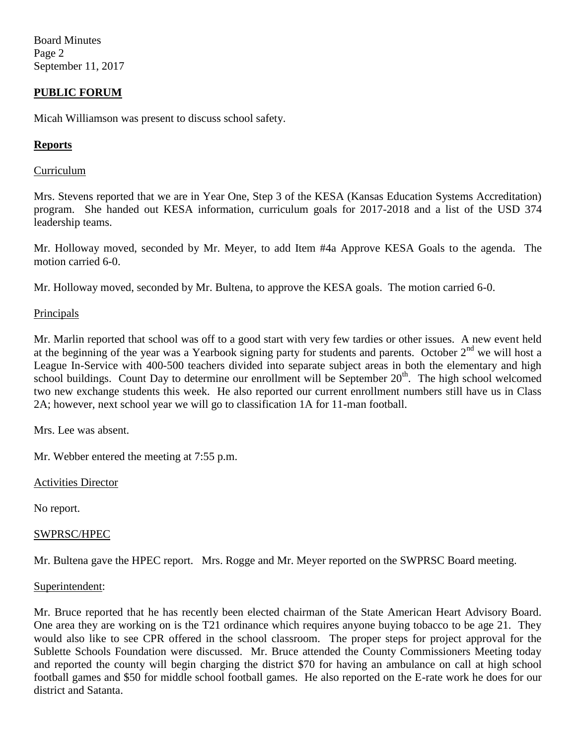## PUBLIC FORUM

Micah Williamson was present to discuss school safety.

## Reports

Curriculum

Mrs. Stevens reported that we are in Year One, Step 3 of the KESA (Kansas Education Systems Accreditation) program. She handed out KESA information, curriculum goals for 2017-2018 and a list of the USD 374 leadership teams.

Mr. Holloway moved, seconded by Mr. Meyer, to add Item #4a Approve KESA Goals to the agenda. The motion carried 6-0.

Mr. Holloway moved, seconded by Mr. Bultena, to approve the KESA goals. The motion carried 6-0.

Principals

Mr. Marlin reported that school was off to a good start with very few tardies or other issues. A new event held at the beginning of the year was a Yearbook signing party for students and parents. October 2nd we will host a League In-Service with 400-500 teachers divided into separate subject areas in both the elementary and high school buildings. Count Day to determine our enrollment will be September 20th. The high school welcomed two new exchange students this week. He also reported our current enrollment numbers still have us in Class 2A; however, next school year we will go to classification 1A for 11-man football.

Mrs. Lee was absent.

Mr. Webber entered the meeting at 7:55 p.m.

Activities Director

No report.

SWPRSC/HPEC

Mr. Bultena gave the HPEC report. Mrs. Rogge and Mr. Meyer reported on the SWPRSC Board meeting.

Superintendent:

Mr. Bruce reported that he has recently been elected chairman of the State American Heart Advisory Board. One area they are working on is the T21 ordinance which requires anyone buying tobacco to be age 21. They would also like to see CPR offered in the school classroom. The proper steps for project approval for the Sublette Schools Foundation were discussed. Mr. Bruce attended the County Commissioners Meeting today and reported the county will begin charging the district $70 for having an ambulance on call at high school football games and $50 for middle school football games. He also reported on the E-rate work he does for our district and Satanta.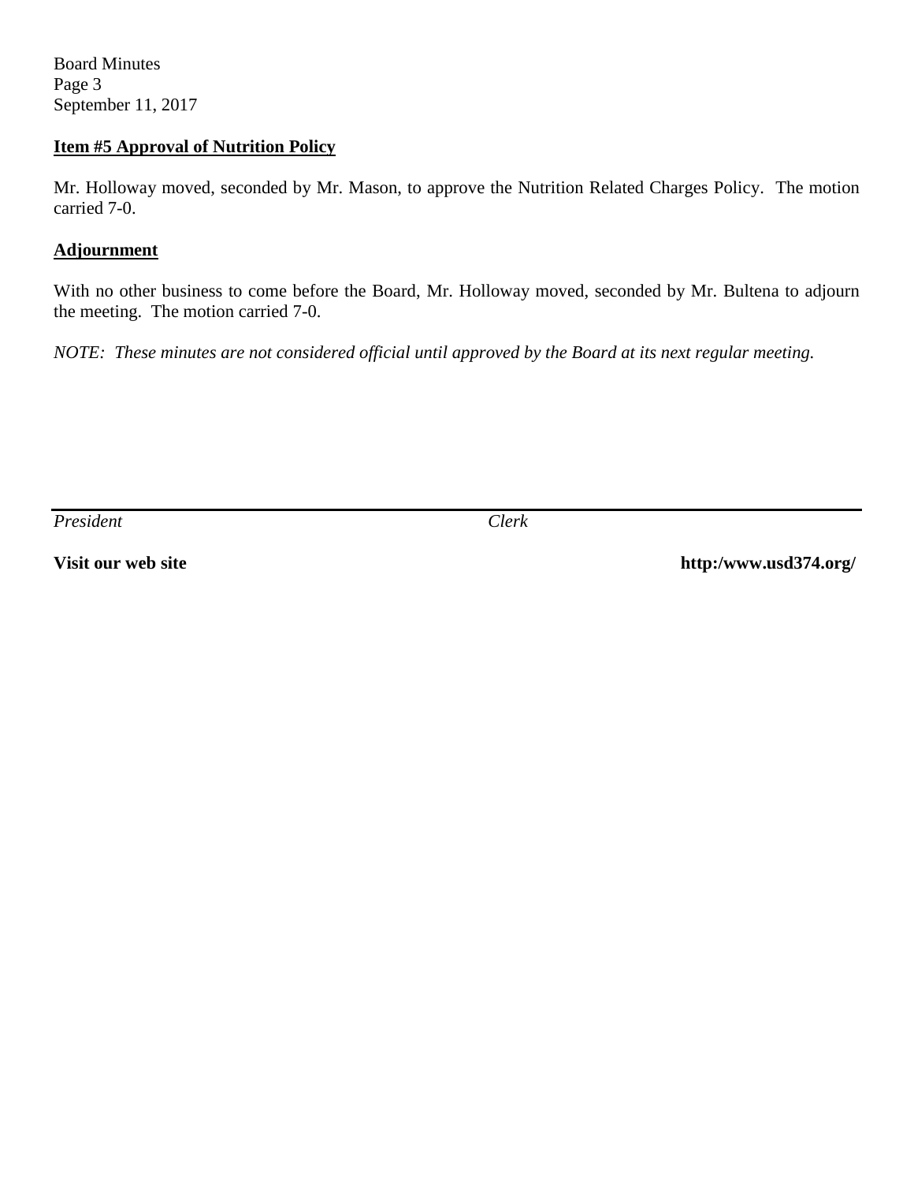**Item #5 Approval of Nutrition Policy**

Mr. Holloway moved, seconded by Mr. Mason, to approve the Nutrition Related Charges Policy. The motion carried 7-0.

**Adjournment**

With no other business to come before the Board, Mr. Holloway moved, seconded by Mr. Bultena to adjourn the meeting. The motion carried 7-0.

*NOTE: These minutes are not considered official until approved by the Board at its next regular meeting.*

*President* *Clerk*

**Visit our web site** **http:/www.usd374.org/**